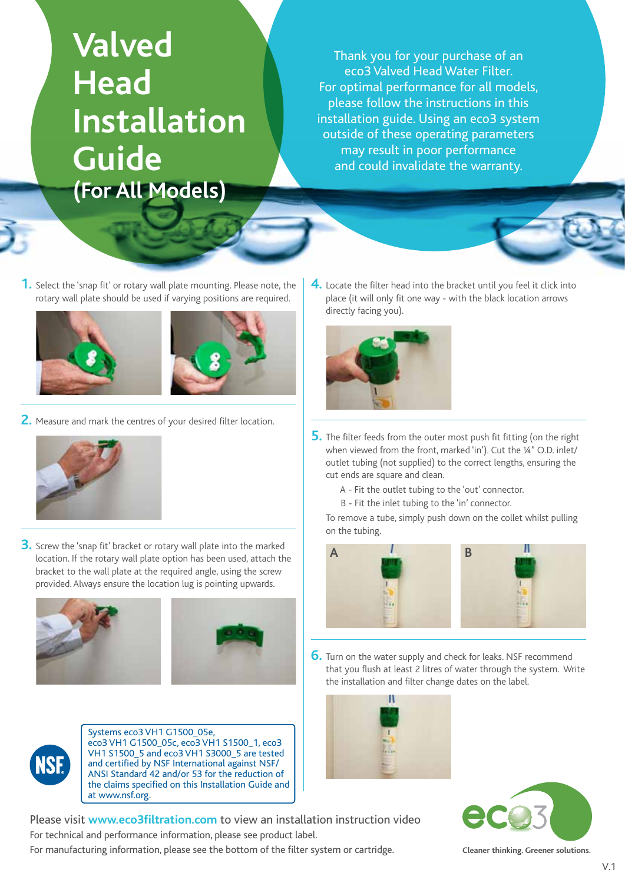# Valved Head Installation Guide
## (For All Models)

Thank you for your purchase of an eco3 Valved Head Water Filter. For optimal performance for all models, please follow the instructions in this installation guide. Using an eco3 system outside of these operating parameters may result in poor performance and could invalidate the warranty.

1. Select the 'snap fit' or rotary wall plate mounting. Please note, the rotary wall plate should be used if varying positions are required.

2. Measure and mark the centres of your desired filter location.

3. Screw the 'snap fit' bracket or rotary wall plate into the marked location. If the rotary wall plate option has been used, attach the bracket to the wall plate at the required angle, using the screw provided. Always ensure the location lug is pointing upwards.

4. Locate the filter head into the bracket until you feel it click into place (it will only fit one way - with the black location arrows directly facing you).

5. The filter feeds from the outer most push fit fitting (on the right when viewed from the front, marked 'in'). Cut the ¼" O.D. inlet/outlet tubing (not supplied) to the correct lengths, ensuring the cut ends are square and clean.

   A - Fit the outlet tubing to the 'out' connector.

   B - Fit the inlet tubing to the 'in' connector.

   To remove a tube, simply push down on the collet whilst pulling on the tubing.

A

B

6. Turn on the water supply and check for leaks. NSF recommend that you flush at least 2 litres of water through the system. Write the installation and filter change dates on the label.

Systems eco3 VH1 G1500_05e, eco3 VH1 G1500_05c, eco3 VH1 S1500_1, eco3 VH1 S1500_5 and eco3 VH1 S3000_5 are tested and certified by NSF International against NSF/ANSI Standard 42 and/or 53 for the reduction of the claims specified on this Installation Guide and at www.nsf.org.

Please visit www.eco3filtration.com to view an installation instruction video

For technical and performance information, please see product label.

For manufacturing information, please see the bottom of the filter system or cartridge.

eco3

Cleaner thinking. Greener solutions.

V.1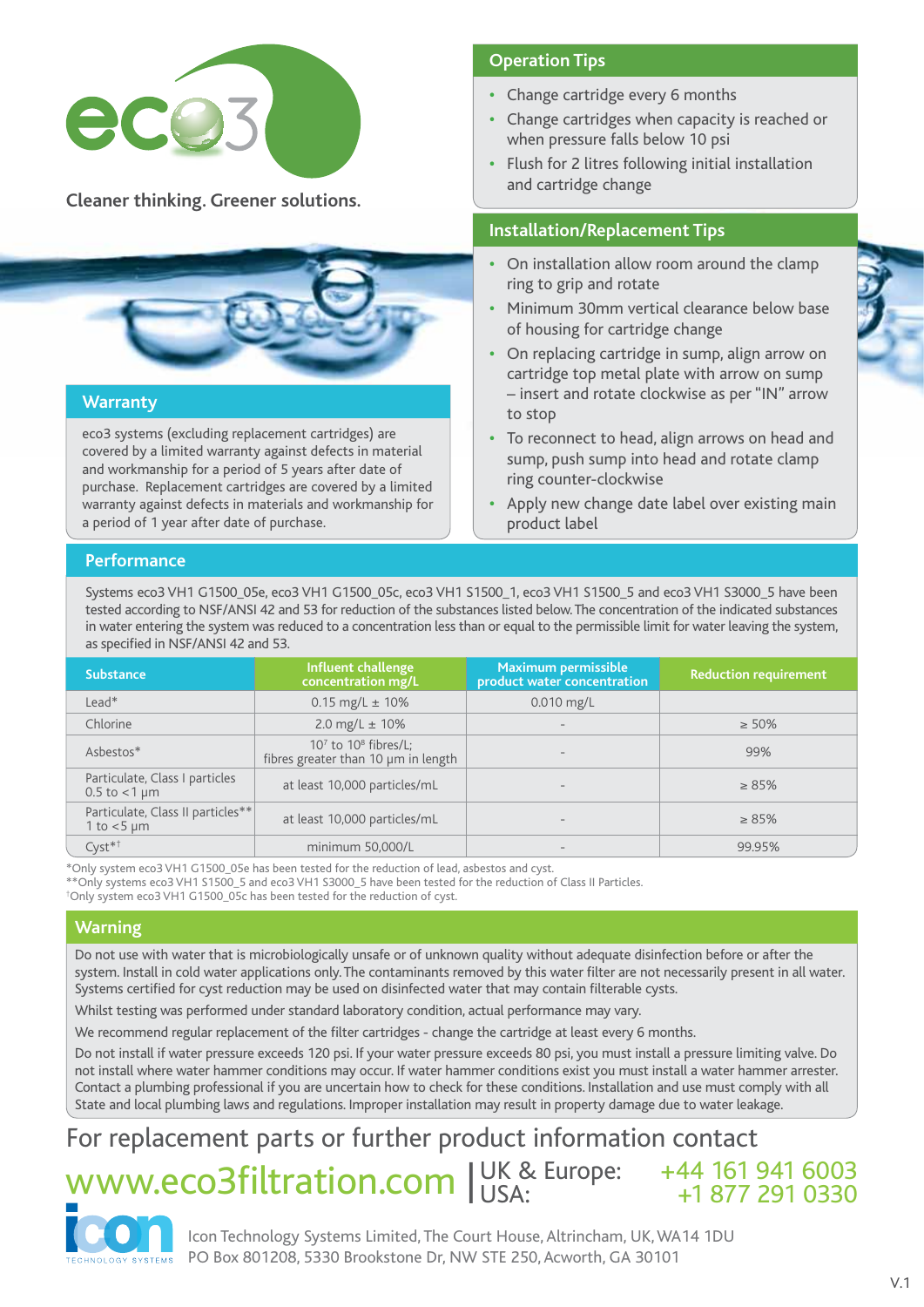# eco3

Cleaner thinking. Greener solutions.

## Warranty

eco3 systems (excluding replacement cartridges) are covered by a limited warranty against defects in material and workmanship for a period of 5 years after date of purchase. Replacement cartridges are covered by a limited warranty against defects in materials and workmanship for a period of 1 year after date of purchase.

## Operation Tips

- Change cartridge every 6 months
- Change cartridges when capacity is reached or when pressure falls below 10 psi
- Flush for 2 litres following initial installation and cartridge change

## Installation/Replacement Tips

- On installation allow room around the clamp ring to grip and rotate
- Minimum 30mm vertical clearance below base of housing for cartridge change
- On replacing cartridge in sump, align arrow on cartridge top metal plate with arrow on sump – insert and rotate clockwise as per "IN" arrow to stop
- To reconnect to head, align arrows on head and sump, push sump into head and rotate clamp ring counter-clockwise
- Apply new change date label over existing main product label

## Performance

Systems eco3 VH1 G1500_05e, eco3 VH1 G1500_05c, eco3 VH1 S1500_1, eco3 VH1 S1500_5 and eco3 VH1 S3000_5 have been tested according to NSF/ANSI 42 and 53 for reduction of the substances listed below. The concentration of the indicated substances in water entering the system was reduced to a concentration less than or equal to the permissible limit for water leaving the system, as specified in NSF/ANSI 42 and 53.

| Substance | Influent challenge concentration mg/L | Maximum permissible product water concentration | Reduction requirement |
|---|---|---|---|
| Lead* | 0.15 mg/L ± 10% | 0.010 mg/L | |
| Chlorine | 2.0 mg/L ± 10% | - | ≥ 50% |
| Asbestos* | $10^7$ to $10^8$ fibres/L; fibres greater than 10 µm in length | - | 99% |
| Particulate, Class I particles 0.5 to <1 µm | at least 10,000 particles/mL | - | ≥ 85% |
| Particulate, Class II particles** 1 to <5 µm | at least 10,000 particles/mL | - | ≥ 85% |
| Cyst*† | minimum 50,000/L | - | 99.95% |

*Only system eco3 VH1 G1500_05e has been tested for the reduction of lead, asbestos and cyst.
**Only systems eco3 VH1 S1500_5 and eco3 VH1 S3000_5 have been tested for the reduction of Class II Particles.
†Only system eco3 VH1 G1500_05c has been tested for the reduction of cyst.

## Warning

Do not use with water that is microbiologically unsafe or of unknown quality without adequate disinfection before or after the system. Install in cold water applications only. The contaminants removed by this water filter are not necessarily present in all water. Systems certified for cyst reduction may be used on disinfected water that may contain filterable cysts.

Whilst testing was performed under standard laboratory condition, actual performance may vary.

We recommend regular replacement of the filter cartridges - change the cartridge at least every 6 months.

Do not install if water pressure exceeds 120 psi. If your water pressure exceeds 80 psi, you must install a pressure limiting valve. Do not install where water hammer conditions may occur. If water hammer conditions exist you must install a water hammer arrester. Contact a plumbing professional if you are uncertain how to check for these conditions. Installation and use must comply with all State and local plumbing laws and regulations. Improper installation may result in property damage due to water leakage.

## For replacement parts or further product information contact

www.eco3filtration.com

UK & Europe: +44 161 941 6003
USA: +1 877 291 0330

icon TECHNOLOGY SYSTEMS

Icon Technology Systems Limited, The Court House, Altrincham, UK, WA14 1DU
PO Box 801208, 5330 Brookstone Dr, NW STE 250, Acworth, GA 30101

V.1